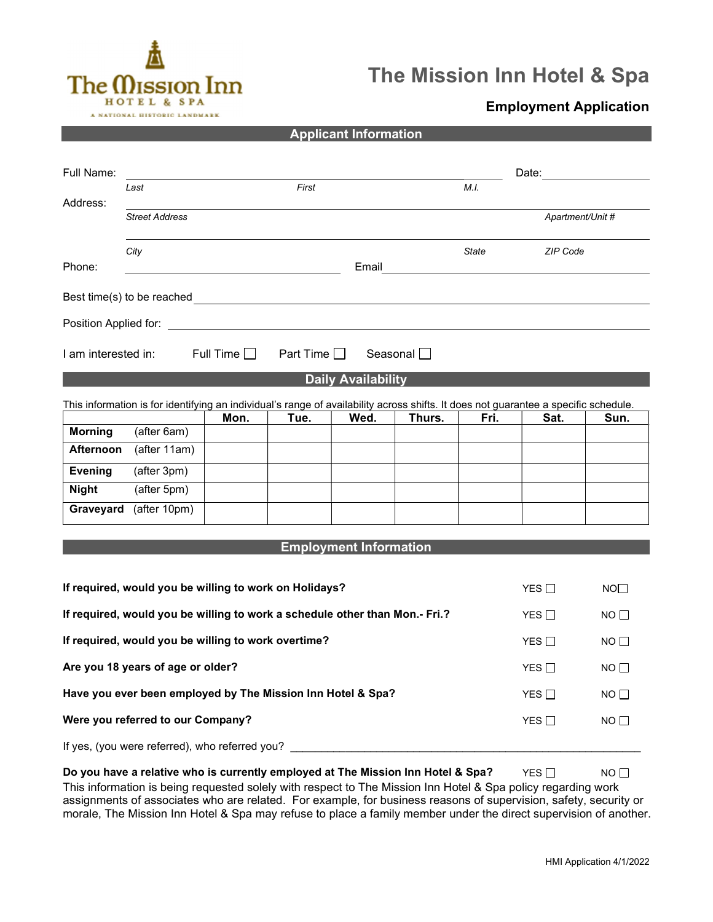# The Mission Inn Hotel & Spa

## Employment Application

### Applicant Information

Full Name: ______________________________________________ ________ Date: ______________

*Last* *First* *M.I.*

Address: ______________________________________________________________________

*Street Address* *Apartment/Unit #*

______________________________________________________________________

*City* *State* *ZIP Code*

Phone: ______________________________ Email ______________________________________

Best time(s) to be reached ______________________________________________________

Position Applied for: __________________________________________________________

I am interested in: Full Time ☐ Part Time ☐ Seasonal ☐

### Daily Availability

This information is for identifying an individual's range of availability across shifts. It does not guarantee a specific schedule.

| | Mon. | Tue. | Wed. | Thurs. | Fri. | Sat. | Sun. |
|---|---|---|---|---|---|---|---|
| **Morning** (after 6am) | | | | | | | |
| **Afternoon** (after 11am) | | | | | | | |
| **Evening** (after 3pm) | | | | | | | |
| **Night** (after 5pm) | | | | | | | |
| **Graveyard** (after 10pm) | | | | | | | |

### Employment Information

**If required, would you be willing to work on Holidays?** YES ☐ NO ☐

**If required, would you be willing to work a schedule other than Mon.- Fri.?** YES ☐ NO ☐

**If required, would you be willing to work overtime?** YES ☐ NO ☐

**Are you 18 years of age or older?** YES ☐ NO ☐

**Have you ever been employed by The Mission Inn Hotel & Spa?** YES ☐ NO ☐

**Were you referred to our Company?** YES ☐ NO ☐

If yes, (you were referred), who referred you? ___________________________________________

**Do you have a relative who is currently employed at The Mission Inn Hotel & Spa?** YES ☐ NO ☐

This information is being requested solely with respect to The Mission Inn Hotel & Spa policy regarding work assignments of associates who are related. For example, for business reasons of supervision, safety, security or morale, The Mission Inn Hotel & Spa may refuse to place a family member under the direct supervision of another.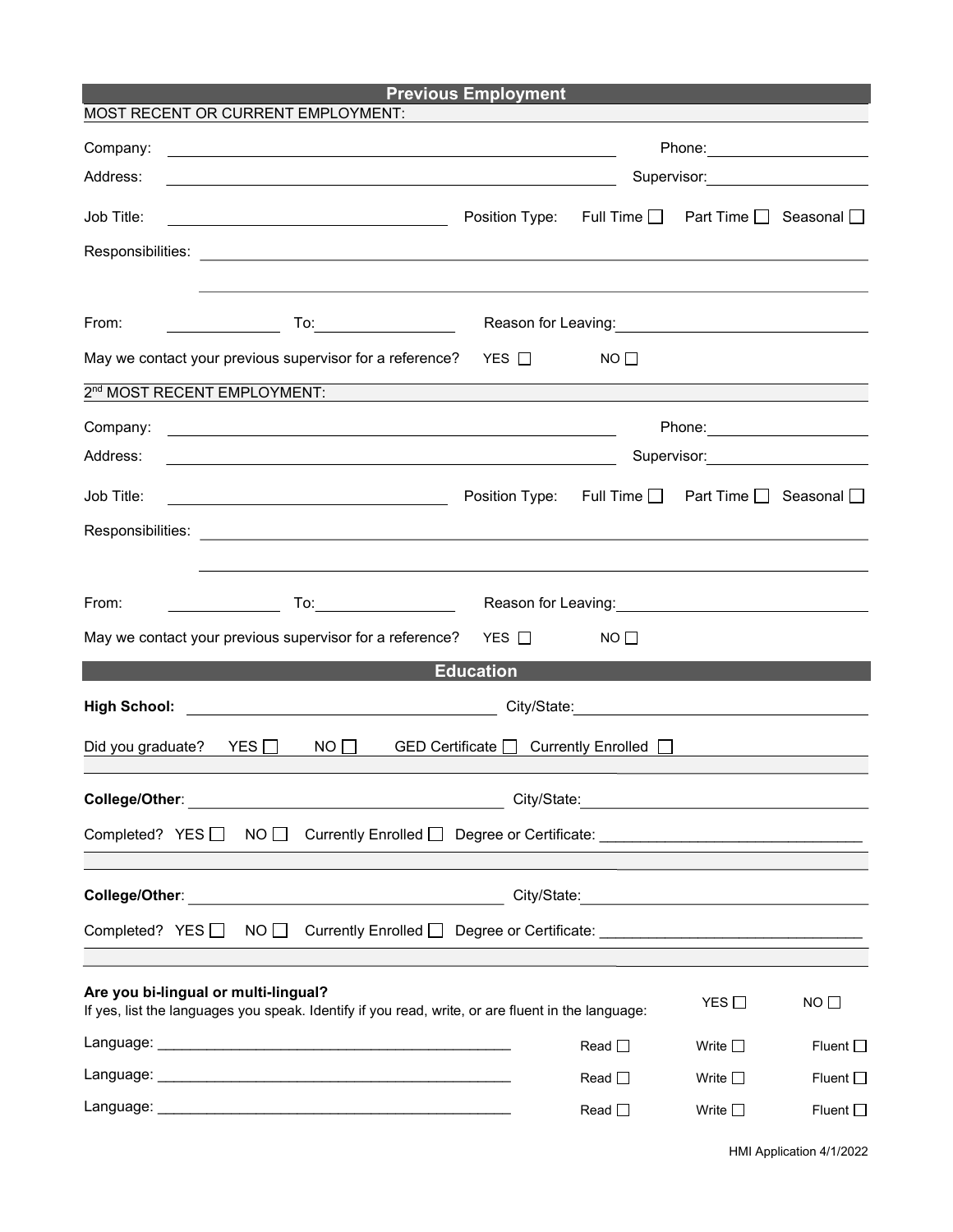## Previous Employment

MOST RECENT OR CURRENT EMPLOYMENT:

Company: ______________________ Phone: ______________

Address: ______________________ Supervisor: ______________

Job Title: ______________ Position Type: Full Time ☐ Part Time ☐ Seasonal ☐

Responsibilities: ______________________________________________

______________________________________________

From: __________ To: __________ Reason for Leaving: ______________

May we contact your previous supervisor for a reference? YES ☐ NO ☐

2nd MOST RECENT EMPLOYMENT:

Company: ______________________ Phone: ______________

Address: ______________________ Supervisor: ______________

Job Title: ______________ Position Type: Full Time ☐ Part Time ☐ Seasonal ☐

Responsibilities: ______________________________________________

______________________________________________

From: __________ To: __________ Reason for Leaving: ______________

May we contact your previous supervisor for a reference? YES ☐ NO ☐

## Education

**High School:** ______________________ City/State: ______________

Did you graduate? YES ☐ NO ☐ GED Certificate ☐ Currently Enrolled ☐

**College/Other**: ______________________ City/State: ______________

Completed? YES ☐ NO ☐ Currently Enrolled ☐ Degree or Certificate: ______________

**College/Other**: ______________________ City/State: ______________

Completed? YES ☐ NO ☐ Currently Enrolled ☐ Degree or Certificate: ______________

**Are you bi-lingual or multi-lingual?** YES ☐ NO ☐

If yes, list the languages you speak. Identify if you read, write, or are fluent in the language:

Language: ______________________ Read ☐ Write ☐ Fluent ☐

Language: ______________________ Read ☐ Write ☐ Fluent ☐

Language: ______________________ Read ☐ Write ☐ Fluent ☐

HMI Application 4/1/2022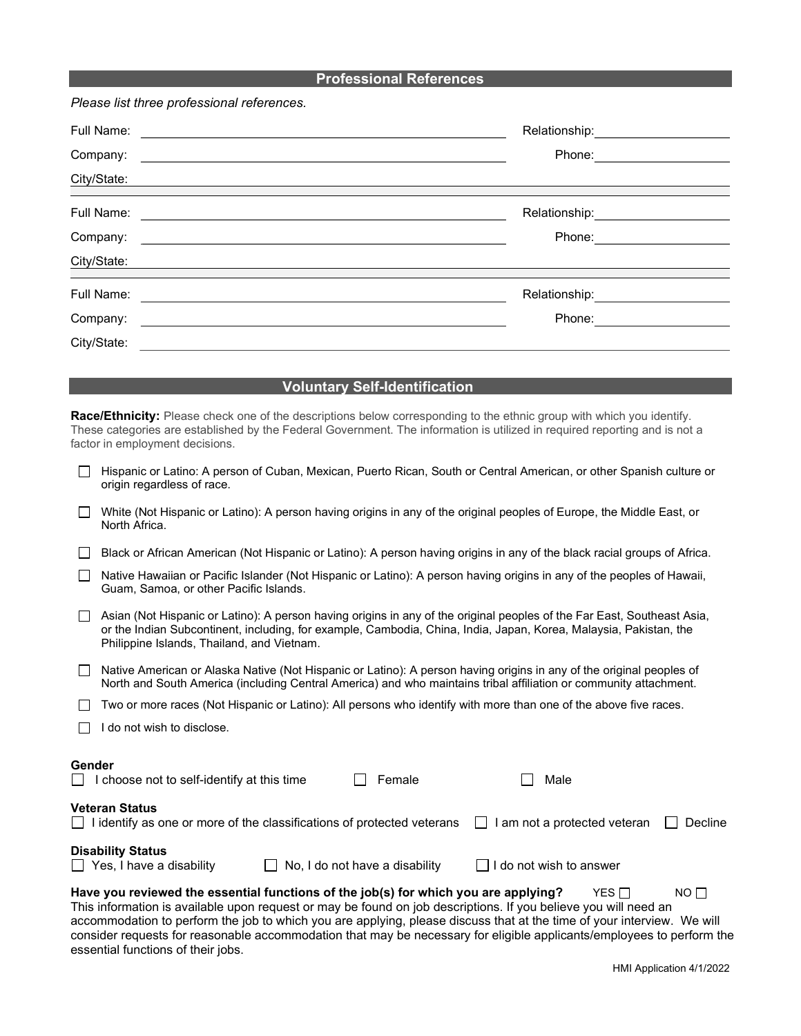## Professional References

*Please list three professional references.*

Full Name: ______________________________ Relationship: ______________

Company: ______________________________ Phone: ______________

City/State: ______________________________

Full Name: ______________________________ Relationship: ______________

Company: ______________________________ Phone: ______________

City/State: ______________________________

Full Name: ______________________________ Relationship: ______________

Company: ______________________________ Phone: ______________

City/State: ______________________________

## Voluntary Self-Identification

**Race/Ethnicity:** Please check one of the descriptions below corresponding to the ethnic group with which you identify. These categories are established by the Federal Government. The information is utilized in required reporting and is not a factor in employment decisions.

- ☐ Hispanic or Latino: A person of Cuban, Mexican, Puerto Rican, South or Central American, or other Spanish culture or origin regardless of race.
- ☐ White (Not Hispanic or Latino): A person having origins in any of the original peoples of Europe, the Middle East, or North Africa.
- ☐ Black or African American (Not Hispanic or Latino): A person having origins in any of the black racial groups of Africa.
- ☐ Native Hawaiian or Pacific Islander (Not Hispanic or Latino): A person having origins in any of the peoples of Hawaii, Guam, Samoa, or other Pacific Islands.
- ☐ Asian (Not Hispanic or Latino): A person having origins in any of the original peoples of the Far East, Southeast Asia, or the Indian Subcontinent, including, for example, Cambodia, China, India, Japan, Korea, Malaysia, Pakistan, the Philippine Islands, Thailand, and Vietnam.
- ☐ Native American or Alaska Native (Not Hispanic or Latino): A person having origins in any of the original peoples of North and South America (including Central America) and who maintains tribal affiliation or community attachment.
- ☐ Two or more races (Not Hispanic or Latino): All persons who identify with more than one of the above five races.
- ☐ I do not wish to disclose.

**Gender**

☐ I choose not to self-identify at this time ☐ Female ☐ Male

**Veteran Status**

☐ I identify as one or more of the classifications of protected veterans ☐ I am not a protected veteran ☐ Decline

**Disability Status**

☐ Yes, I have a disability ☐ No, I do not have a disability ☐ I do not wish to answer

**Have you reviewed the essential functions of the job(s) for which you are applying?** YES ☐ NO ☐

This information is available upon request or may be found on job descriptions. If you believe you will need an accommodation to perform the job to which you are applying, please discuss that at the time of your interview. We will consider requests for reasonable accommodation that may be necessary for eligible applicants/employees to perform the essential functions of their jobs.

HMI Application 4/1/2022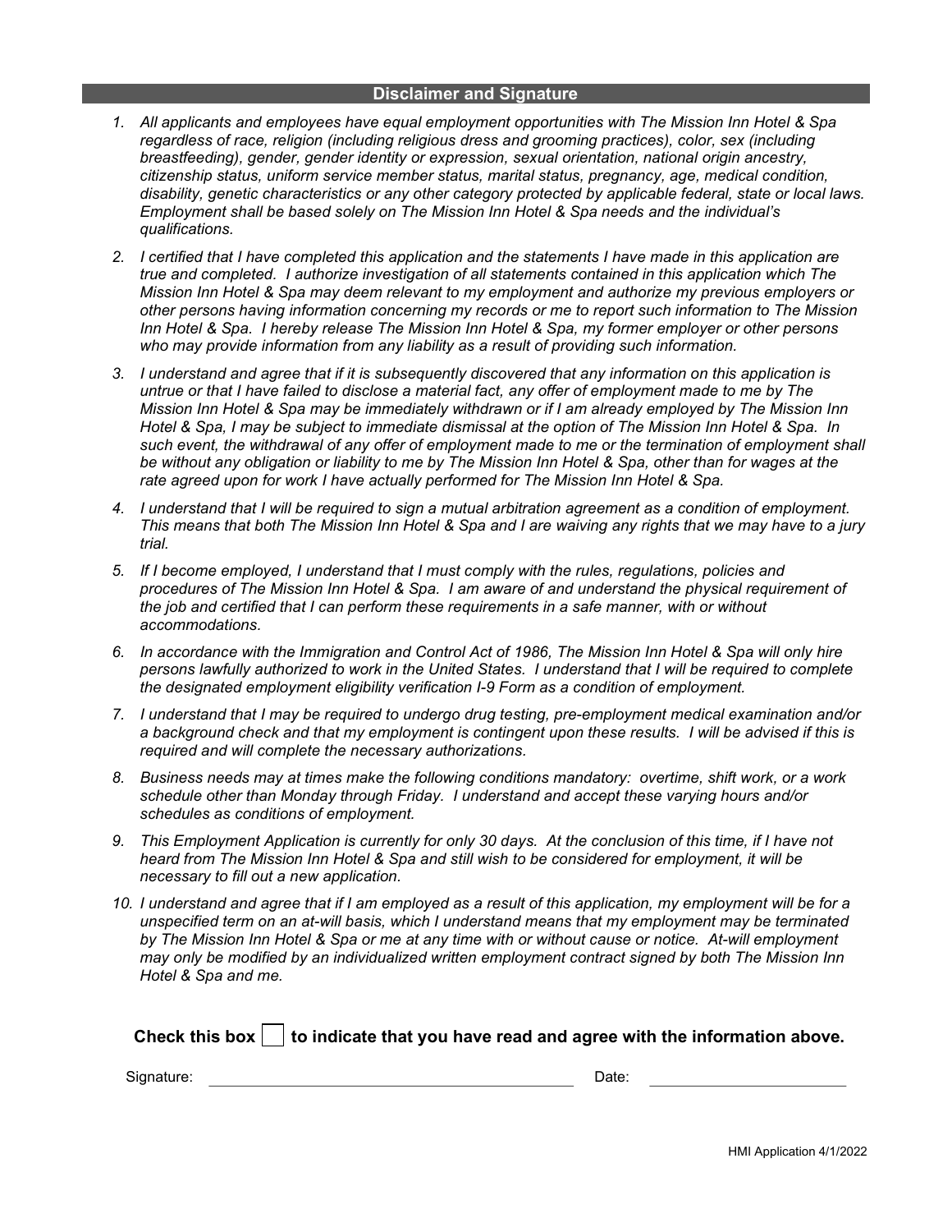## Disclaimer and Signature

1. *All applicants and employees have equal employment opportunities with The Mission Inn Hotel & Spa regardless of race, religion (including religious dress and grooming practices), color, sex (including breastfeeding), gender, gender identity or expression, sexual orientation, national origin ancestry, citizenship status, uniform service member status, marital status, pregnancy, age, medical condition, disability, genetic characteristics or any other category protected by applicable federal, state or local laws. Employment shall be based solely on The Mission Inn Hotel & Spa needs and the individual's qualifications.*
2. *I certified that I have completed this application and the statements I have made in this application are true and completed. I authorize investigation of all statements contained in this application which The Mission Inn Hotel & Spa may deem relevant to my employment and authorize my previous employers or other persons having information concerning my records or me to report such information to The Mission Inn Hotel & Spa. I hereby release The Mission Inn Hotel & Spa, my former employer or other persons who may provide information from any liability as a result of providing such information.*
3. *I understand and agree that if it is subsequently discovered that any information on this application is untrue or that I have failed to disclose a material fact, any offer of employment made to me by The Mission Inn Hotel & Spa may be immediately withdrawn or if I am already employed by The Mission Inn Hotel & Spa, I may be subject to immediate dismissal at the option of The Mission Inn Hotel & Spa. In such event, the withdrawal of any offer of employment made to me or the termination of employment shall be without any obligation or liability to me by The Mission Inn Hotel & Spa, other than for wages at the rate agreed upon for work I have actually performed for The Mission Inn Hotel & Spa.*
4. *I understand that I will be required to sign a mutual arbitration agreement as a condition of employment. This means that both The Mission Inn Hotel & Spa and I are waiving any rights that we may have to a jury trial.*
5. *If I become employed, I understand that I must comply with the rules, regulations, policies and procedures of The Mission Inn Hotel & Spa. I am aware of and understand the physical requirement of the job and certified that I can perform these requirements in a safe manner, with or without accommodations.*
6. *In accordance with the Immigration and Control Act of 1986, The Mission Inn Hotel & Spa will only hire persons lawfully authorized to work in the United States. I understand that I will be required to complete the designated employment eligibility verification I-9 Form as a condition of employment.*
7. *I understand that I may be required to undergo drug testing, pre-employment medical examination and/or a background check and that my employment is contingent upon these results. I will be advised if this is required and will complete the necessary authorizations.*
8. *Business needs may at times make the following conditions mandatory: overtime, shift work, or a work schedule other than Monday through Friday. I understand and accept these varying hours and/or schedules as conditions of employment.*
9. *This Employment Application is currently for only 30 days. At the conclusion of this time, if I have not heard from The Mission Inn Hotel & Spa and still wish to be considered for employment, it will be necessary to fill out a new application.*
10. *I understand and agree that if I am employed as a result of this application, my employment will be for a unspecified term on an at-will basis, which I understand means that my employment may be terminated by The Mission Inn Hotel & Spa or me at any time with or without cause or notice. At-will employment may only be modified by an individualized written employment contract signed by both The Mission Inn Hotel & Spa and me.*

**Check this box ☐ to indicate that you have read and agree with the information above.**

Signature: ______________________________ Date: ________________

HMI Application 4/1/2022